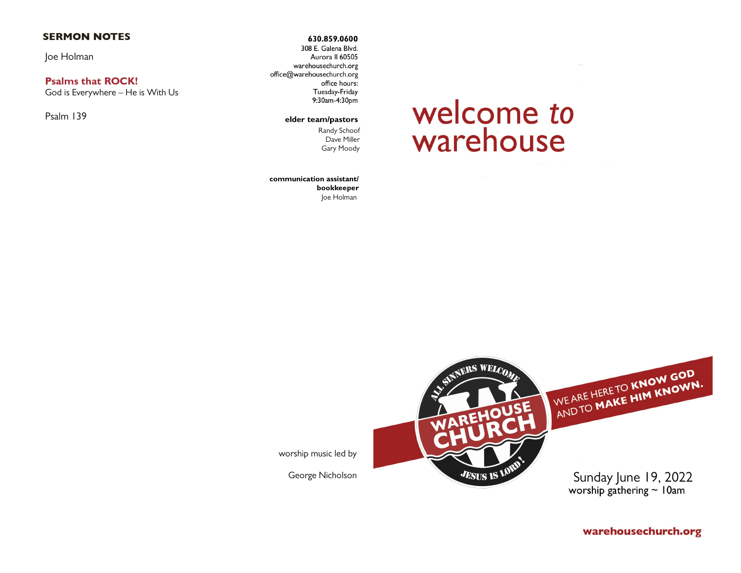## SERMON NOTES

Joe Holman

**Psalms that ROCK!**
God is Everywhere – He is With Us

Psalm 139

**630.859.0600**
308 E. Galena Blvd.
Aurora Il 60505
warehousechurch.org
office@warehousechurch.org
office hours:
Tuesday-Friday
9:30am-4:30pm

**elder team/pastors**
Randy Schoof
Dave Miller
Gary Moody

**communication assistant/ bookkeeper**
Joe Holman

worship music led by

George Nicholson

# welcome *to* warehouse

ALL SINNERS WELCOME
WAREHOUSE CHURCH
JESUS IS LORD!

WE ARE HERE TO **KNOW GOD** AND TO **MAKE HIM KNOWN.**

Sunday June 19, 2022
worship gathering ~ 10am

**warehousechurch.org**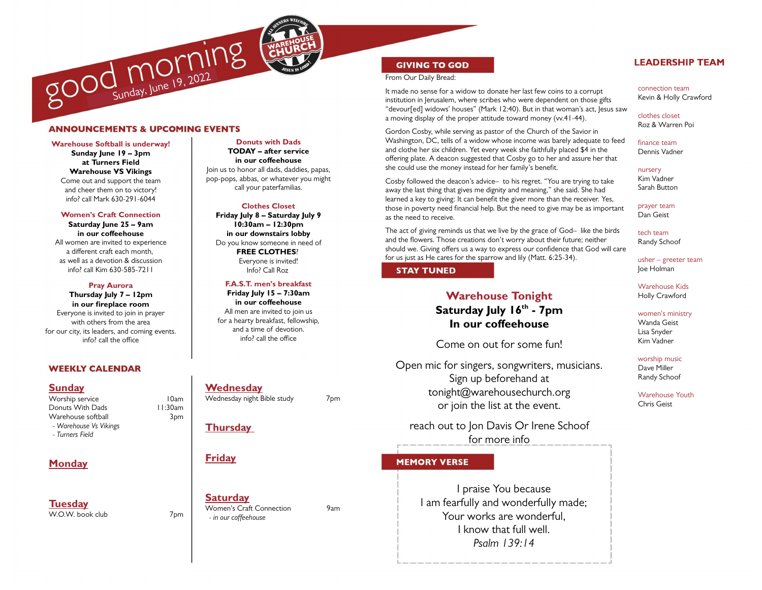# good morning

Sunday, June 19, 2022

## ANNOUNCEMENTS & UPCOMING EVENTS

**Warehouse Softball is underway!**
**Sunday June 19 – 3pm**
**at Turners Field**
**Warehouse VS Vikings**
Come out and support the team and cheer them on to victory!
info? call Mark 630-291-6044

**Women's Craft Connection**
**Saturday June 25 – 9am**
**in our coffeehouse**
All women are invited to experience a different craft each month, as well as a devotion & discussion
info? call Kim 630-585-7211

**Pray Aurora**
**Thursday July 7 – 12pm**
**in our fireplace room**
Everyone is invited to join in prayer with others from the area for our city, its leaders, and coming events.
info? call the office

**Donuts with Dads**
**TODAY – after service**
**in our coffeehouse**
Join us to honor all dads, daddies, papas, pop-pops, abbas, or whatever you might call your paterfamilias.

**Clothes Closet**
**Friday July 8 – Saturday July 9**
**10:30am – 12:30pm**
**in our downstairs lobby**
Do you know someone in need of **FREE CLOTHES**?
Everyone is invited!
Info? Call Roz

**F.A.S.T. men's breakfast**
**Friday July 15 – 7:30am**
**in our coffeehouse**
All men are invited to join us for a hearty breakfast, fellowship, and a time of devotion.
info? call the office

## WEEKLY CALENDAR

**Sunday**
Worship service — 10am
Donuts With Dads — 11:30am
Warehouse softball — 3pm
- *Warehouse Vs Vikings*
- *Turners Field*

**Monday**

**Tuesday**
W.O.W. book club — 7pm

**Wednesday**
Wednesday night Bible study — 7pm

**Thursday**

**Friday**

**Saturday**
Women's Craft Connection — 9am
- *in our coffeehouse*

## GIVING TO GOD

From Our Daily Bread:

It made no sense for a widow to donate her last few coins to a corrupt institution in Jerusalem, where scribes who were dependent on those gifts "devour[ed] widows' houses" (Mark 12:40). But in that woman's act, Jesus saw a moving display of the proper attitude toward money (vv.41-44).

Gordon Cosby, while serving as pastor of the Church of the Savior in Washington, DC, tells of a widow whose income was barely adequate to feed and clothe her six children. Yet every week she faithfully placed $4 in the offering plate. A deacon suggested that Cosby go to her and assure her that she could use the money instead for her family's benefit.

Cosby followed the deacon's advice– to his regret. "You are trying to take away the last thing that gives me dignity and meaning," she said. She had learned a key to giving: It can benefit the giver more than the receiver. Yes, those in poverty need financial help. But the need to give may be as important as the need to receive.

The act of giving reminds us that we live by the grace of God– like the birds and the flowers. Those creations don't worry about their future; neither should we. Giving offers us a way to express our confidence that God will care for us just as He cares for the sparrow and lily (Matt. 6:25-34).

## STAY TUNED

**Warehouse Tonight**
**Saturday July 16th - 7pm**
**In our coffeehouse**

Come on out for some fun!

Open mic for singers, songwriters, musicians.
Sign up beforehand at tonight@warehousechurch.org or join the list at the event.

reach out to Jon Davis Or Irene Schoof for more info

## MEMORY VERSE

I praise You because
I am fearfully and wonderfully made;
Your works are wonderful,
I know that full well.
*Psalm 139:14*

## LEADERSHIP TEAM

connection team
Kevin & Holly Crawford

clothes closet
Roz & Warren Poi

finance team
Dennis Vadner

nursery
Kim Vadner
Sarah Button

prayer team
Dan Geist

tech team
Randy Schoof

usher – greeter team
Joe Holman

Warehouse Kids
Holly Crawford

women's ministry
Wanda Geist
Lisa Snyder
Kim Vadner

worship music
Dave Miller
Randy Schoof

Warehouse Youth
Chris Geist